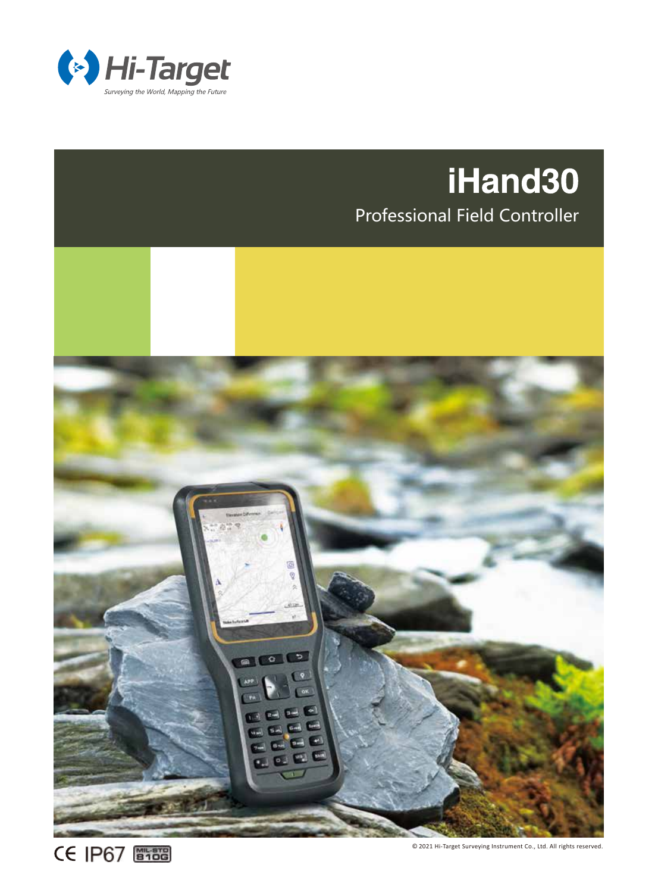Hi-Target

Surveying the World, Mapping the Future

# iHand30

## Professional Field Controller

CE IP67 MIL-STD 810G

© 2021 Hi-Target Surveying Instrument Co., Ltd. All rights reserved.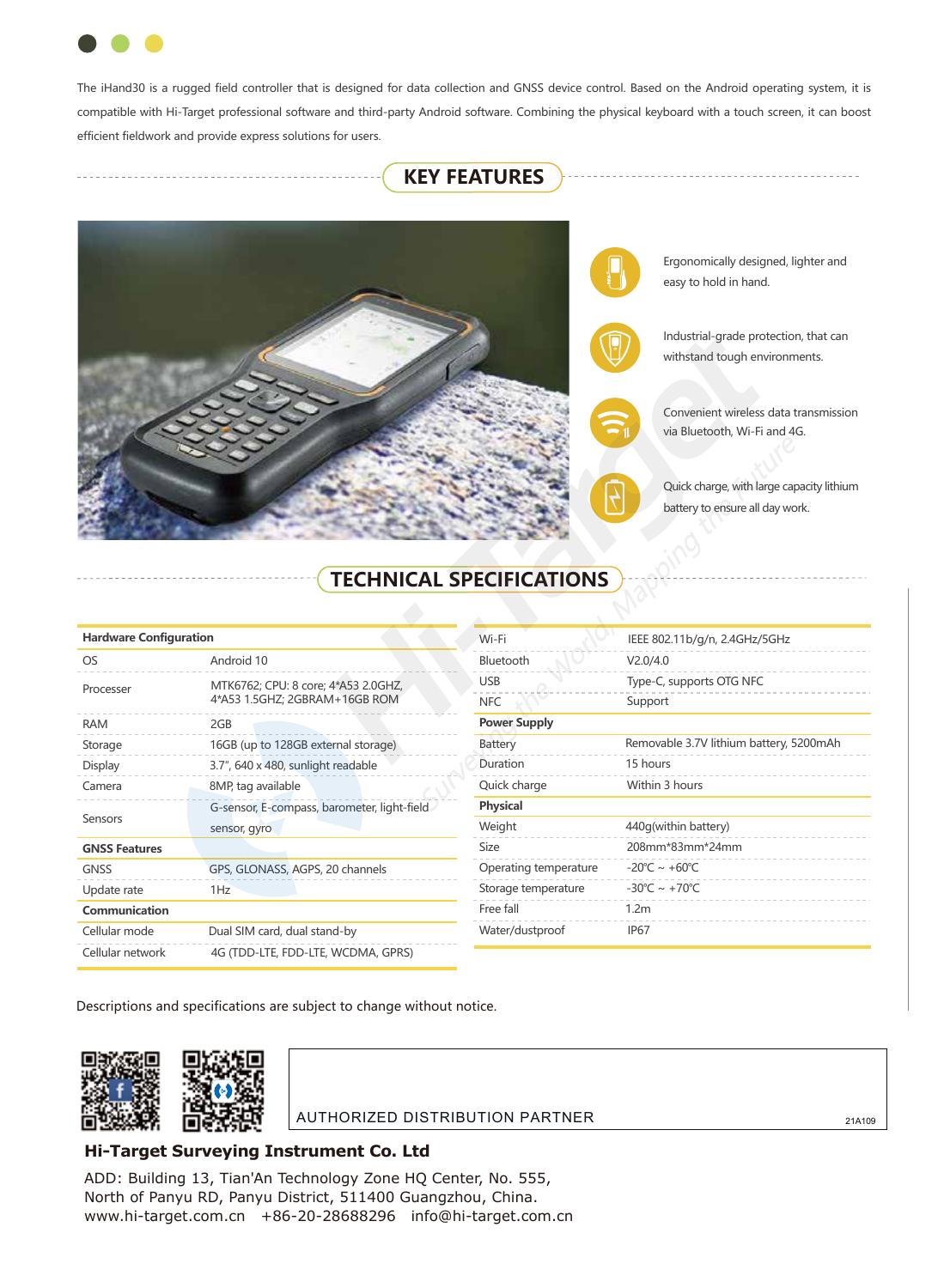The iHand30 is a rugged field controller that is designed for data collection and GNSS device control. Based on the Android operating system, it is compatible with Hi-Target professional software and third-party Android software. Combining the physical keyboard with a touch screen, it can boost efficient fieldwork and provide express solutions for users.

## KEY FEATURES

- Ergonomically designed, lighter and easy to hold in hand.
- Industrial-grade protection, that can withstand tough environments.
- Convenient wireless data transmission via Bluetooth, Wi-Fi and 4G.
- Quick charge, with large capacity lithium battery to ensure all day work.

## TECHNICAL SPECIFICATIONS

| | |
|---|---|
| **Hardware Configuration** | |
| OS | Android 10 |
| Processer | MTK6762; CPU: 8 core; 4*A53 2.0GHZ, 4*A53 1.5GHZ; 2GBRAM+16GB ROM |
| RAM | 2GB |
| Storage | 16GB (up to 128GB external storage) |
| Display | 3.7", 640 x 480, sunlight readable |
| Camera | 8MP, tag available |
| Sensors | G-sensor, E-compass, barometer, light-field sensor, gyro |
| **GNSS Features** | |
| GNSS | GPS, GLONASS, AGPS, 20 channels |
| Update rate | 1Hz |
| **Communication** | |
| Cellular mode | Dual SIM card, dual stand-by |
| Cellular network | 4G (TDD-LTE, FDD-LTE, WCDMA, GPRS) |
| Wi-Fi | IEEE 802.11b/g/n, 2.4GHz/5GHz |
| Bluetooth | V2.0/4.0 |
| USB | Type-C, supports OTG NFC |
| NFC | Support |
| **Power Supply** | |
| Battery | Removable 3.7V lithium battery, 5200mAh |
| Duration | 15 hours |
| Quick charge | Within 3 hours |
| **Physical** | |
| Weight | 440g(within battery) |
| Size | 208mm*83mm*24mm |
| Operating temperature | -20℃ ~ +60℃ |
| Storage temperature | -30℃ ~ +70℃ |
| Free fall | 1.2m |
| Water/dustproof | IP67 |

Descriptions and specifications are subject to change without notice.

AUTHORIZED DISTRIBUTION PARTNER

21A109

**Hi-Target Surveying Instrument Co. Ltd**

ADD: Building 13, Tian'An Technology Zone HQ Center, No. 555, North of Panyu RD, Panyu District, 511400 Guangzhou, China.
www.hi-target.com.cn +86-20-28688296 info@hi-target.com.cn